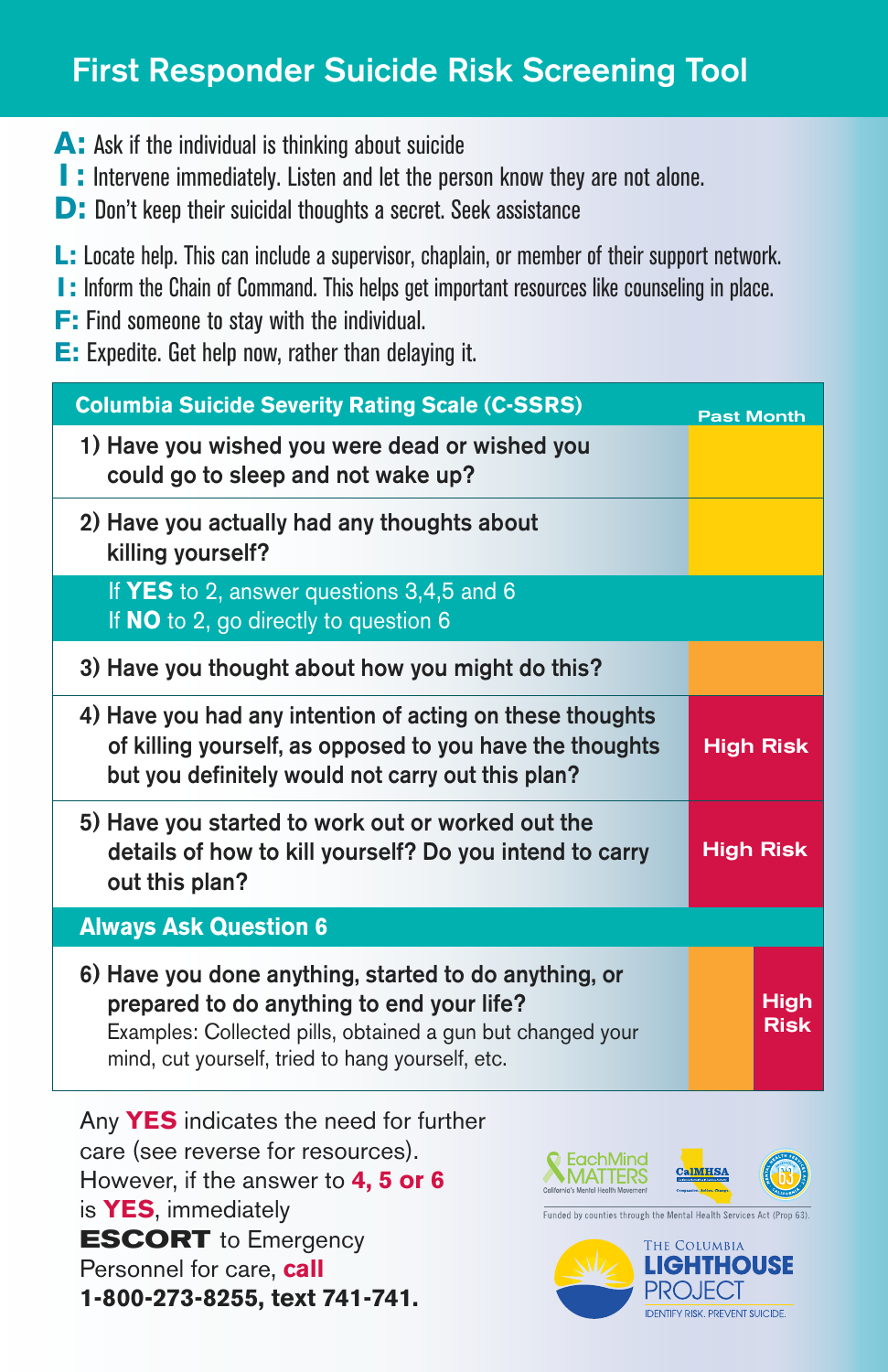# First Responder Suicide Risk Screening Tool

**A:** Ask if the individual is thinking about suicide
**I :** Intervene immediately. Listen and let the person know they are not alone.
**D:** Don't keep their suicidal thoughts a secret. Seek assistance

**L:** Locate help. This can include a supervisor, chaplain, or member of their support network.
**I :** Inform the Chain of Command. This helps get important resources like counseling in place.
**F:** Find someone to stay with the individual.
**E:** Expedite. Get help now, rather than delaying it.

| Columbia Suicide Severity Rating Scale (C-SSRS) | Past Month |
|---|---|
| 1) Have you wished you were dead or wished you could go to sleep and not wake up? | |
| 2) Have you actually had any thoughts about killing yourself? | |
| If **YES** to 2, answer questions 3,4,5 and 6<br>If **NO** to 2, go directly to question 6 | |
| 3) Have you thought about how you might do this? | |
| 4) Have you had any intention of acting on these thoughts of killing yourself, as opposed to you have the thoughts but you definitely would not carry out this plan? | High Risk |
| 5) Have you started to work out or worked out the details of how to kill yourself? Do you intend to carry out this plan? | High Risk |
| **Always Ask Question 6** | |
| 6) Have you done anything, started to do anything, or prepared to do anything to end your life?<br>Examples: Collected pills, obtained a gun but changed your mind, cut yourself, tried to hang yourself, etc. | High Risk |

Any **YES** indicates the need for further care (see reverse for resources). However, if the answer to **4, 5 or 6** is **YES**, immediately **ESCORT** to Emergency Personnel for care, **call 1-800-273-8255, text 741-741.**

EachMind MATTERS — California's Mental Health Movement
CalMHSA
Funded by counties through the Mental Health Services Act (Prop 63).
The Columbia Lighthouse Project — Identify Risk. Prevent Suicide.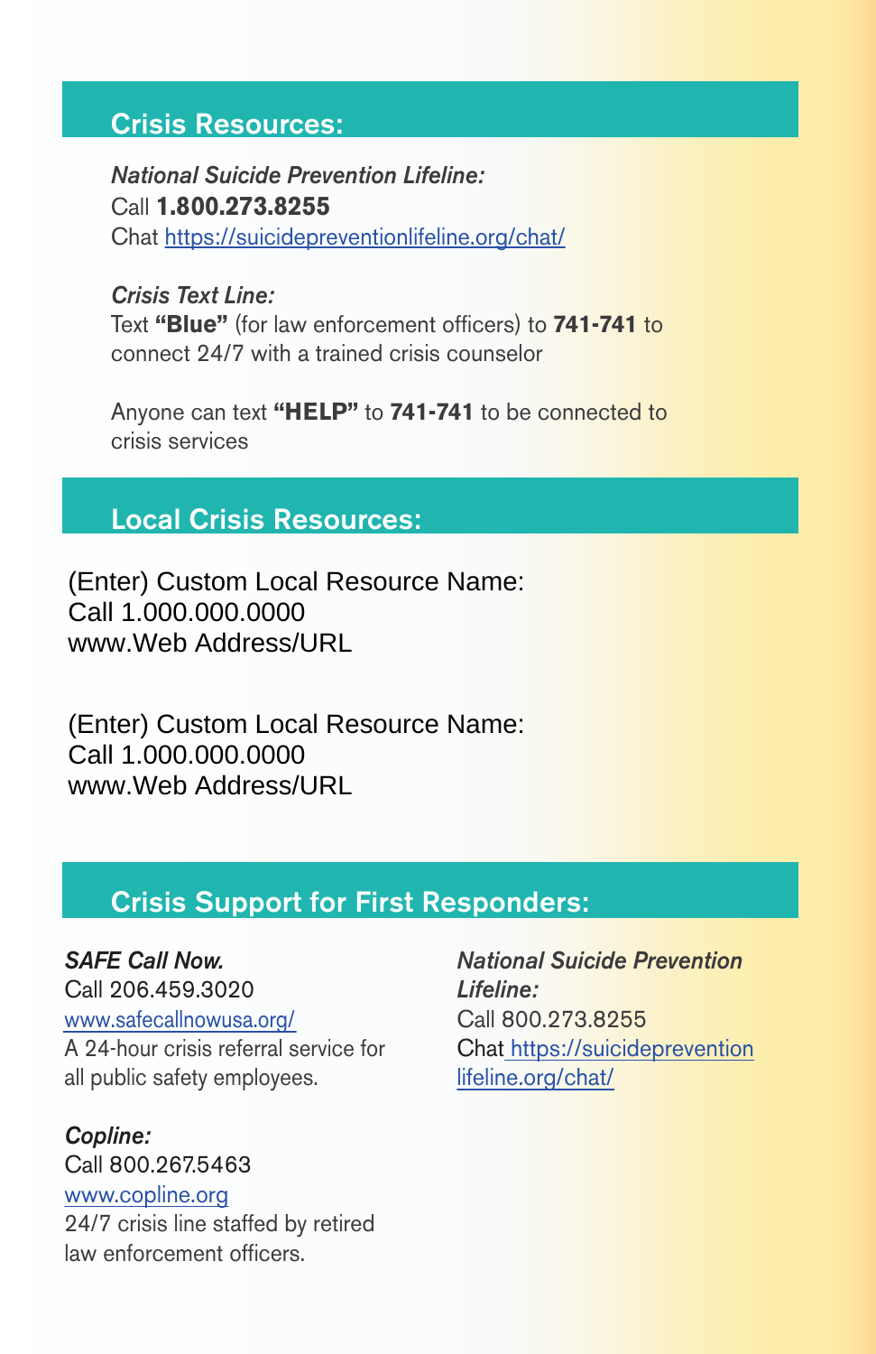## Crisis Resources:

***National Suicide Prevention Lifeline:***
Call **1.800.273.8255**
Chat https://suicidepreventionlifeline.org/chat/

***Crisis Text Line:***
Text **"Blue"** (for law enforcement officers) to **741-741** to connect 24/7 with a trained crisis counselor

Anyone can text **"HELP"** to **741-741** to be connected to crisis services

## Local Crisis Resources:

(Enter) Custom Local Resource Name:
Call 1.000.000.0000
www.Web Address/URL

(Enter) Custom Local Resource Name:
Call 1.000.000.0000
www.Web Address/URL

## Crisis Support for First Responders:

***SAFE Call Now.***
Call 206.459.3020
www.safecallnowusa.org/
A 24-hour crisis referral service for all public safety employees.

***Copline:***
Call 800.267.5463
www.copline.org
24/7 crisis line staffed by retired law enforcement officers.

***National Suicide Prevention Lifeline:***
Call 800.273.8255
Chat https://suicidepreventionlifeline.org/chat/